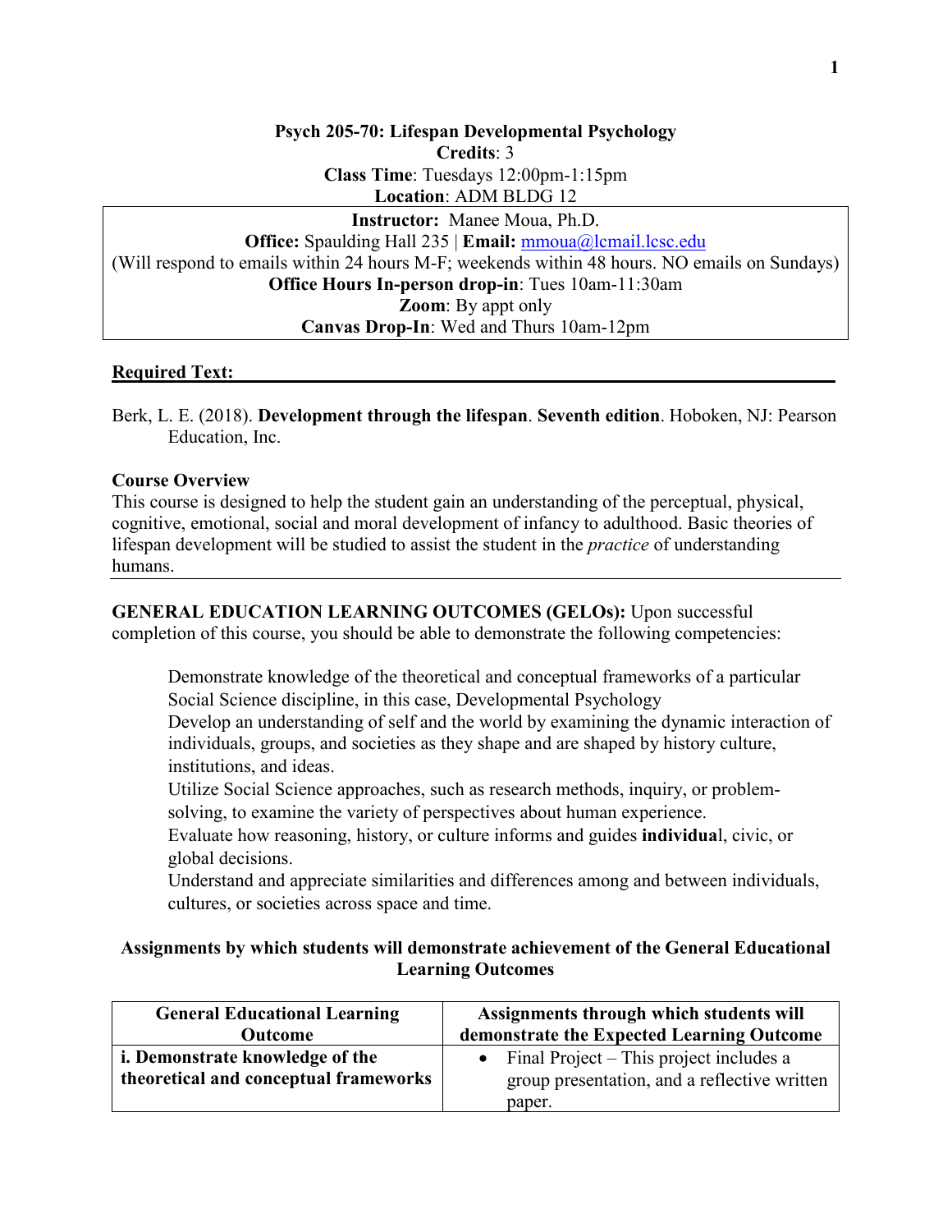**Psych 205-70: Lifespan Developmental Psychology**

**Credits**: 3

**Class Time**: Tuesdays 12:00pm-1:15pm

**Location**: ADM BLDG 12

**Instructor:** Manee Moua, Ph.D.

**Office:** Spaulding Hall 235 | **Email:** mmoua@lcmail.lcsc.edu

(Will respond to emails within 24 hours M-F; weekends within 48 hours. NO emails on Sundays)

**Office Hours In-person drop-in**: Tues 10am-11:30am

**Zoom**: By appt only

**Canvas Drop-In**: Wed and Thurs 10am-12pm

## Required Text:

Berk, L. E. (2018). **Development through the lifespan**. **Seventh edition**. Hoboken, NJ: Pearson Education, Inc.

### Course Overview

This course is designed to help the student gain an understanding of the perceptual, physical, cognitive, emotional, social and moral development of infancy to adulthood. Basic theories of lifespan development will be studied to assist the student in the *practice* of understanding humans.

**GENERAL EDUCATION LEARNING OUTCOMES (GELOs):** Upon successful completion of this course, you should be able to demonstrate the following competencies:

- Demonstrate knowledge of the theoretical and conceptual frameworks of a particular Social Science discipline, in this case, Developmental Psychology
- Develop an understanding of self and the world by examining the dynamic interaction of individuals, groups, and societies as they shape and are shaped by history culture, institutions, and ideas.
- Utilize Social Science approaches, such as research methods, inquiry, or problem-solving, to examine the variety of perspectives about human experience.
- Evaluate how reasoning, history, or culture informs and guides **individua**l, civic, or global decisions.
- Understand and appreciate similarities and differences among and between individuals, cultures, or societies across space and time.

**Assignments by which students will demonstrate achievement of the General Educational Learning Outcomes**

| General Educational Learning Outcome | Assignments through which students will demonstrate the Expected Learning Outcome |
| --- | --- |
| **i. Demonstrate knowledge of the theoretical and conceptual frameworks** | • Final Project – This project includes a group presentation, and a reflective written paper. |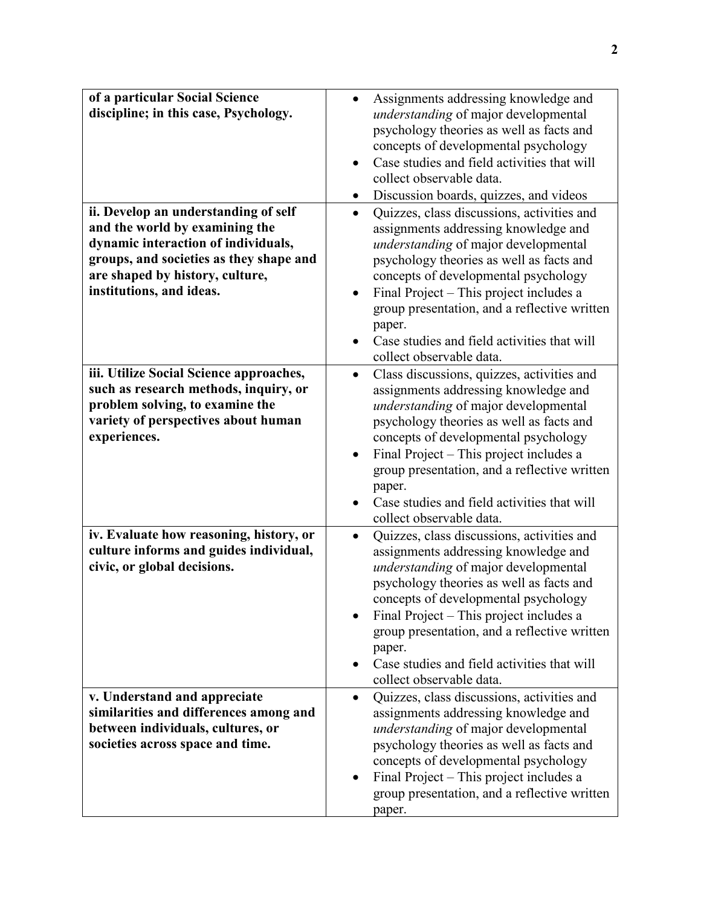| | |
|---|---|
| **of a particular Social Science discipline; in this case, Psychology.** | • Assignments addressing knowledge and *understanding* of major developmental psychology theories as well as facts and concepts of developmental psychology<br>• Case studies and field activities that will collect observable data.<br>• Discussion boards, quizzes, and videos |
| **ii. Develop an understanding of self and the world by examining the dynamic interaction of individuals, groups, and societies as they shape and are shaped by history, culture, institutions, and ideas.** | • Quizzes, class discussions, activities and assignments addressing knowledge and *understanding* of major developmental psychology theories as well as facts and concepts of developmental psychology<br>• Final Project – This project includes a group presentation, and a reflective written paper.<br>• Case studies and field activities that will collect observable data. |
| **iii. Utilize Social Science approaches, such as research methods, inquiry, or problem solving, to examine the variety of perspectives about human experiences.** | • Class discussions, quizzes, activities and assignments addressing knowledge and *understanding* of major developmental psychology theories as well as facts and concepts of developmental psychology<br>• Final Project – This project includes a group presentation, and a reflective written paper.<br>• Case studies and field activities that will collect observable data. |
| **iv. Evaluate how reasoning, history, or culture informs and guides individual, civic, or global decisions.** | • Quizzes, class discussions, activities and assignments addressing knowledge and *understanding* of major developmental psychology theories as well as facts and concepts of developmental psychology<br>• Final Project – This project includes a group presentation, and a reflective written paper.<br>• Case studies and field activities that will collect observable data. |
| **v. Understand and appreciate similarities and differences among and between individuals, cultures, or societies across space and time.** | • Quizzes, class discussions, activities and assignments addressing knowledge and *understanding* of major developmental psychology theories as well as facts and concepts of developmental psychology<br>• Final Project – This project includes a group presentation, and a reflective written paper. |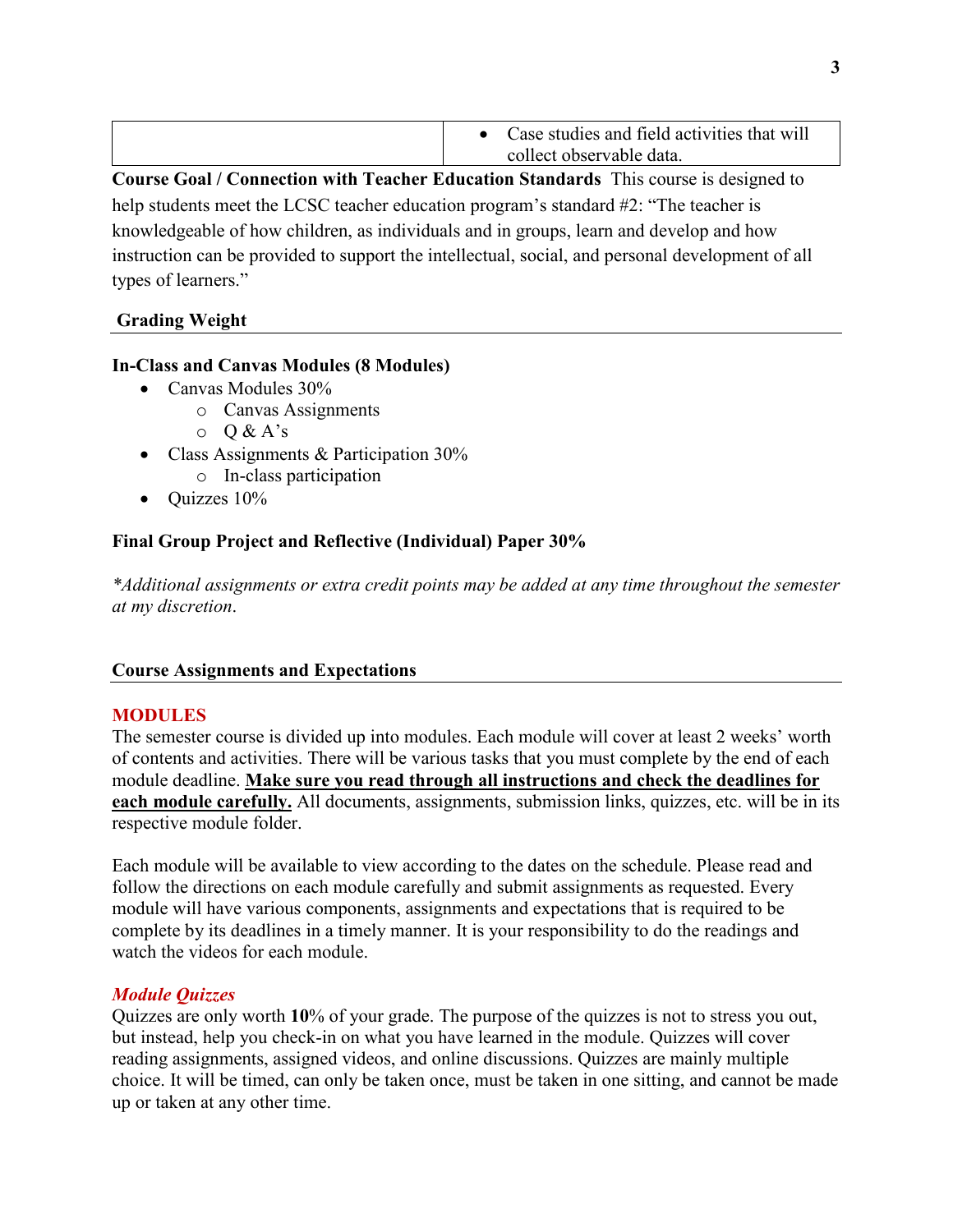| | |
|---|---|
| | • Case studies and field activities that will collect observable data. |

**Course Goal / Connection with Teacher Education Standards** This course is designed to help students meet the LCSC teacher education program's standard #2: "The teacher is knowledgeable of how children, as individuals and in groups, learn and develop and how instruction can be provided to support the intellectual, social, and personal development of all types of learners."

## Grading Weight

**In-Class and Canvas Modules (8 Modules)**

- Canvas Modules 30%
  - Canvas Assignments
  - Q & A's
- Class Assignments & Participation 30%
  - In-class participation
- Quizzes 10%

**Final Group Project and Reflective (Individual) Paper 30%**

*\*Additional assignments or extra credit points may be added at any time throughout the semester at my discretion.*

## Course Assignments and Expectations

### MODULES

The semester course is divided up into modules. Each module will cover at least 2 weeks' worth of contents and activities. There will be various tasks that you must complete by the end of each module deadline. **Make sure you read through all instructions and check the deadlines for each module carefully.** All documents, assignments, submission links, quizzes, etc. will be in its respective module folder.

Each module will be available to view according to the dates on the schedule. Please read and follow the directions on each module carefully and submit assignments as requested. Every module will have various components, assignments and expectations that is required to be complete by its deadlines in a timely manner. It is your responsibility to do the readings and watch the videos for each module.

### *Module Quizzes*

Quizzes are only worth **10**% of your grade. The purpose of the quizzes is not to stress you out, but instead, help you check-in on what you have learned in the module. Quizzes will cover reading assignments, assigned videos, and online discussions. Quizzes are mainly multiple choice. It will be timed, can only be taken once, must be taken in one sitting, and cannot be made up or taken at any other time.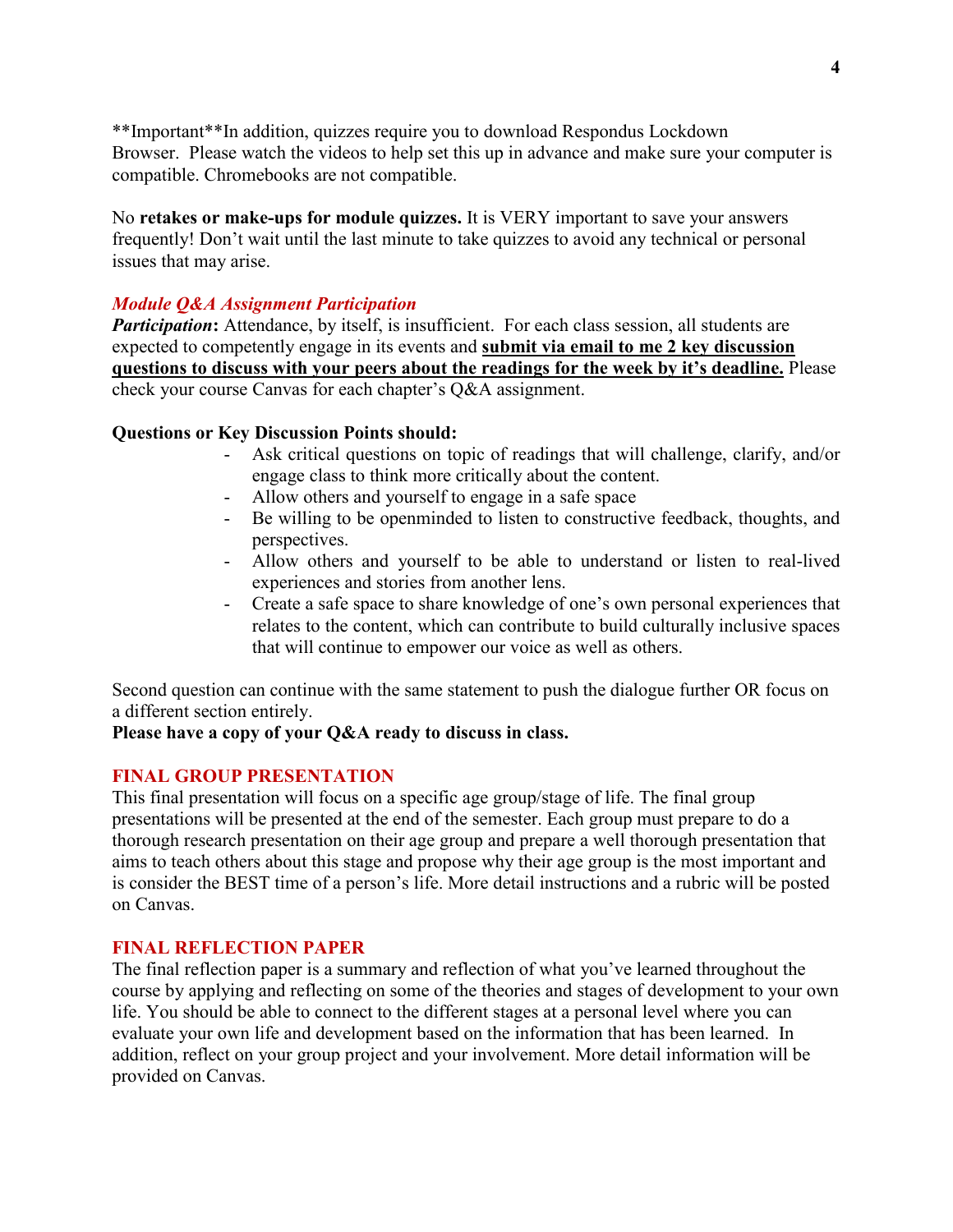**Important**In addition, quizzes require you to download Respondus Lockdown Browser. Please watch the videos to help set this up in advance and make sure your computer is compatible. Chromebooks are not compatible.

No **retakes or make-ups for module quizzes.** It is VERY important to save your answers frequently! Don't wait until the last minute to take quizzes to avoid any technical or personal issues that may arise.

### *Module Q&A Assignment Participation*

***Participation*:** Attendance, by itself, is insufficient. For each class session, all students are expected to competently engage in its events and **submit via email to me 2 key discussion questions to discuss with your peers about the readings for the week by it's deadline.** Please check your course Canvas for each chapter's Q&A assignment.

**Questions or Key Discussion Points should:**

- Ask critical questions on topic of readings that will challenge, clarify, and/or engage class to think more critically about the content.
- Allow others and yourself to engage in a safe space
- Be willing to be openminded to listen to constructive feedback, thoughts, and perspectives.
- Allow others and yourself to be able to understand or listen to real-lived experiences and stories from another lens.
- Create a safe space to share knowledge of one's own personal experiences that relates to the content, which can contribute to build culturally inclusive spaces that will continue to empower our voice as well as others.

Second question can continue with the same statement to push the dialogue further OR focus on a different section entirely.

**Please have a copy of your Q&A ready to discuss in class.**

### FINAL GROUP PRESENTATION

This final presentation will focus on a specific age group/stage of life. The final group presentations will be presented at the end of the semester. Each group must prepare to do a thorough research presentation on their age group and prepare a well thorough presentation that aims to teach others about this stage and propose why their age group is the most important and is consider the BEST time of a person's life. More detail instructions and a rubric will be posted on Canvas.

### FINAL REFLECTION PAPER

The final reflection paper is a summary and reflection of what you've learned throughout the course by applying and reflecting on some of the theories and stages of development to your own life. You should be able to connect to the different stages at a personal level where you can evaluate your own life and development based on the information that has been learned. In addition, reflect on your group project and your involvement. More detail information will be provided on Canvas.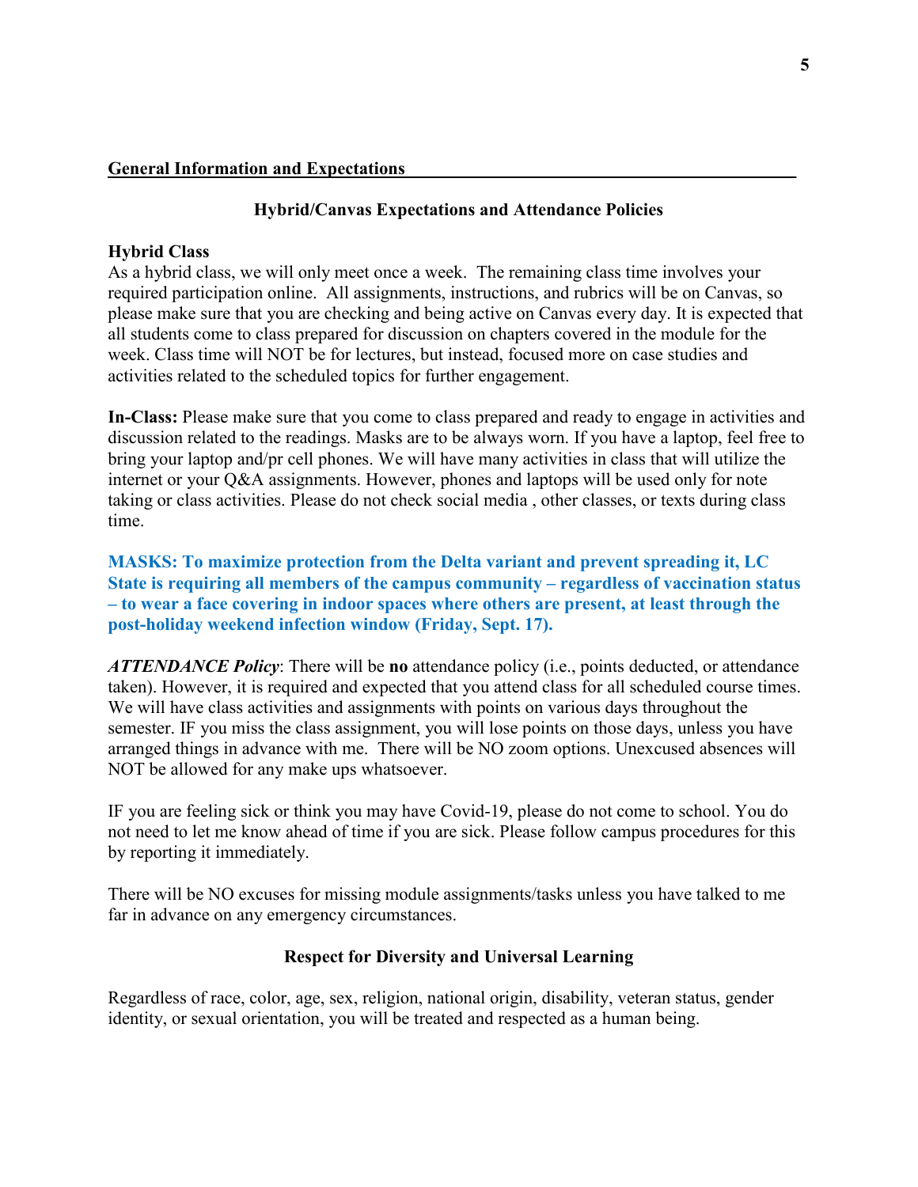## General Information and Expectations

### Hybrid/Canvas Expectations and Attendance Policies

**Hybrid Class**
As a hybrid class, we will only meet once a week. The remaining class time involves your required participation online. All assignments, instructions, and rubrics will be on Canvas, so please make sure that you are checking and being active on Canvas every day. It is expected that all students come to class prepared for discussion on chapters covered in the module for the week. Class time will NOT be for lectures, but instead, focused more on case studies and activities related to the scheduled topics for further engagement.

**In-Class:** Please make sure that you come to class prepared and ready to engage in activities and discussion related to the readings. Masks are to be always worn. If you have a laptop, feel free to bring your laptop and/pr cell phones. We will have many activities in class that will utilize the internet or your Q&A assignments. However, phones and laptops will be used only for note taking or class activities. Please do not check social media , other classes, or texts during class time.

**MASKS: To maximize protection from the Delta variant and prevent spreading it, LC State is requiring all members of the campus community – regardless of vaccination status – to wear a face covering in indoor spaces where others are present, at least through the post-holiday weekend infection window (Friday, Sept. 17).**

***ATTENDANCE Policy***: There will be **no** attendance policy (i.e., points deducted, or attendance taken). However, it is required and expected that you attend class for all scheduled course times. We will have class activities and assignments with points on various days throughout the semester. IF you miss the class assignment, you will lose points on those days, unless you have arranged things in advance with me. There will be NO zoom options. Unexcused absences will NOT be allowed for any make ups whatsoever.

IF you are feeling sick or think you may have Covid-19, please do not come to school. You do not need to let me know ahead of time if you are sick. Please follow campus procedures for this by reporting it immediately.

There will be NO excuses for missing module assignments/tasks unless you have talked to me far in advance on any emergency circumstances.

### Respect for Diversity and Universal Learning

Regardless of race, color, age, sex, religion, national origin, disability, veteran status, gender identity, or sexual orientation, you will be treated and respected as a human being.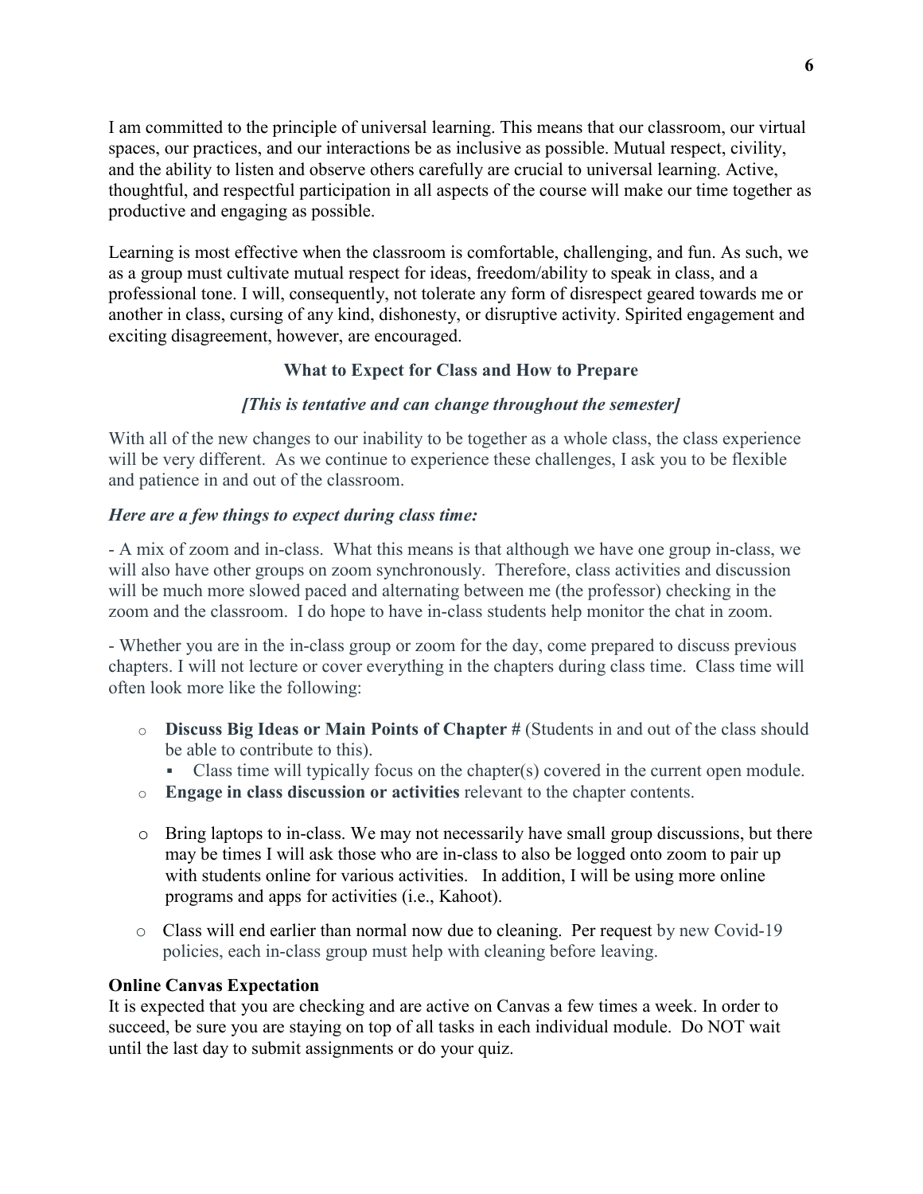I am committed to the principle of universal learning. This means that our classroom, our virtual spaces, our practices, and our interactions be as inclusive as possible. Mutual respect, civility, and the ability to listen and observe others carefully are crucial to universal learning. Active, thoughtful, and respectful participation in all aspects of the course will make our time together as productive and engaging as possible.

Learning is most effective when the classroom is comfortable, challenging, and fun. As such, we as a group must cultivate mutual respect for ideas, freedom/ability to speak in class, and a professional tone. I will, consequently, not tolerate any form of disrespect geared towards me or another in class, cursing of any kind, dishonesty, or disruptive activity. Spirited engagement and exciting disagreement, however, are encouraged.

### What to Expect for Class and How to Prepare

***[This is tentative and can change throughout the semester]***

With all of the new changes to our inability to be together as a whole class, the class experience will be very different. As we continue to experience these challenges, I ask you to be flexible and patience in and out of the classroom.

***Here are a few things to expect during class time:***

- A mix of zoom and in-class. What this means is that although we have one group in-class, we will also have other groups on zoom synchronously. Therefore, class activities and discussion will be much more slowed paced and alternating between me (the professor) checking in the zoom and the classroom. I do hope to have in-class students help monitor the chat in zoom.

- Whether you are in the in-class group or zoom for the day, come prepared to discuss previous chapters. I will not lecture or cover everything in the chapters during class time. Class time will often look more like the following:

  - **Discuss Big Ideas or Main Points of Chapter #** (Students in and out of the class should be able to contribute to this).
    - Class time will typically focus on the chapter(s) covered in the current open module.
  - **Engage in class discussion or activities** relevant to the chapter contents.
  - Bring laptops to in-class. We may not necessarily have small group discussions, but there may be times I will ask those who are in-class to also be logged onto zoom to pair up with students online for various activities. In addition, I will be using more online programs and apps for activities (i.e., Kahoot).
  - Class will end earlier than normal now due to cleaning. Per request by new Covid-19 policies, each in-class group must help with cleaning before leaving.

**Online Canvas Expectation**

It is expected that you are checking and are active on Canvas a few times a week. In order to succeed, be sure you are staying on top of all tasks in each individual module. Do NOT wait until the last day to submit assignments or do your quiz.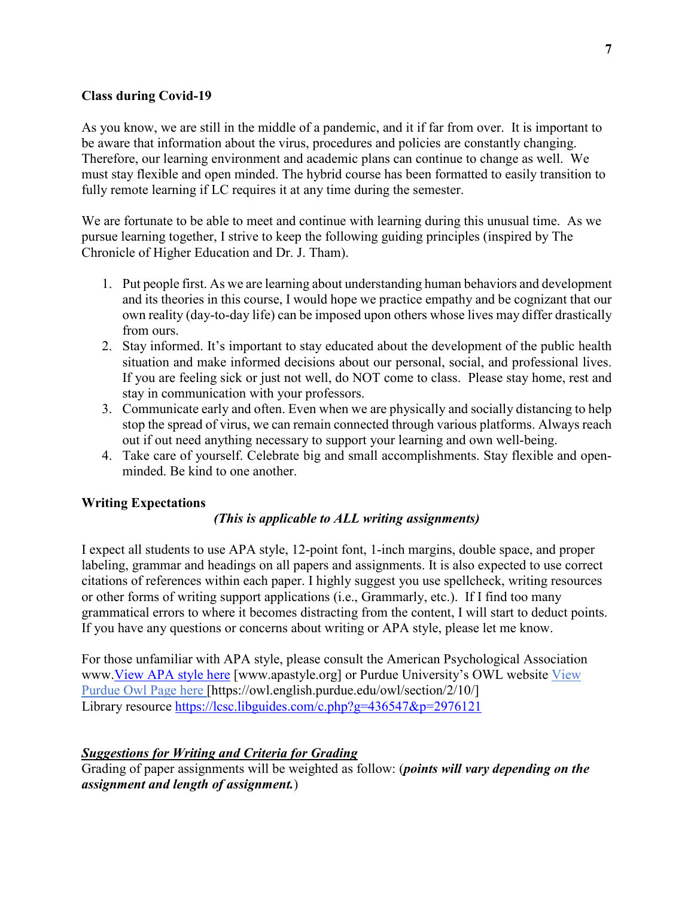**Class during Covid-19**

As you know, we are still in the middle of a pandemic, and it if far from over. It is important to be aware that information about the virus, procedures and policies are constantly changing. Therefore, our learning environment and academic plans can continue to change as well. We must stay flexible and open minded. The hybrid course has been formatted to easily transition to fully remote learning if LC requires it at any time during the semester.

We are fortunate to be able to meet and continue with learning during this unusual time. As we pursue learning together, I strive to keep the following guiding principles (inspired by The Chronicle of Higher Education and Dr. J. Tham).

1. Put people first. As we are learning about understanding human behaviors and development and its theories in this course, I would hope we practice empathy and be cognizant that our own reality (day-to-day life) can be imposed upon others whose lives may differ drastically from ours.
2. Stay informed. It's important to stay educated about the development of the public health situation and make informed decisions about our personal, social, and professional lives. If you are feeling sick or just not well, do NOT come to class. Please stay home, rest and stay in communication with your professors.
3. Communicate early and often. Even when we are physically and socially distancing to help stop the spread of virus, we can remain connected through various platforms. Always reach out if out need anything necessary to support your learning and own well-being.
4. Take care of yourself. Celebrate big and small accomplishments. Stay flexible and open-minded. Be kind to one another.

**Writing Expectations**

***(This is applicable to ALL writing assignments)***

I expect all students to use APA style, 12-point font, 1-inch margins, double space, and proper labeling, grammar and headings on all papers and assignments. It is also expected to use correct citations of references within each paper. I highly suggest you use spellcheck, writing resources or other forms of writing support applications (i.e., Grammarly, etc.). If I find too many grammatical errors to where it becomes distracting from the content, I will start to deduct points. If you have any questions or concerns about writing or APA style, please let me know.

For those unfamiliar with APA style, please consult the American Psychological Association www.View APA style here [www.apastyle.org] or Purdue University's OWL website View Purdue Owl Page here [https://owl.english.purdue.edu/owl/section/2/10/]
Library resource https://lcsc.libguides.com/c.php?g=436547&p=2976121

***Suggestions for Writing and Criteria for Grading***

Grading of paper assignments will be weighted as follow: (***points will vary depending on the assignment and length of assignment.***)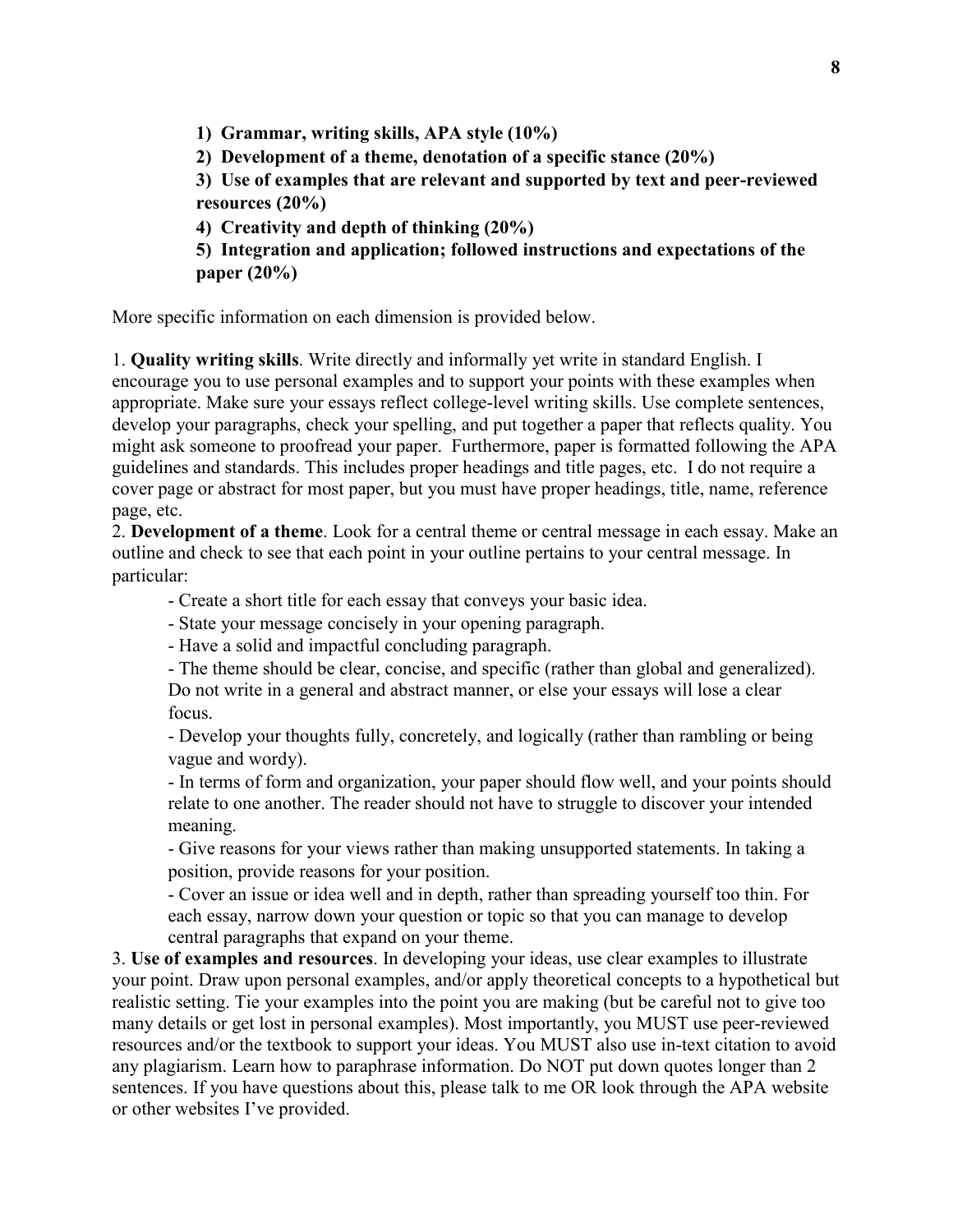**1) Grammar, writing skills, APA style (10%)**

**2) Development of a theme, denotation of a specific stance (20%)**

**3) Use of examples that are relevant and supported by text and peer-reviewed resources (20%)**

**4) Creativity and depth of thinking (20%)**

**5) Integration and application; followed instructions and expectations of the paper (20%)**

More specific information on each dimension is provided below.

1. **Quality writing skills**. Write directly and informally yet write in standard English. I encourage you to use personal examples and to support your points with these examples when appropriate. Make sure your essays reflect college-level writing skills. Use complete sentences, develop your paragraphs, check your spelling, and put together a paper that reflects quality. You might ask someone to proofread your paper. Furthermore, paper is formatted following the APA guidelines and standards. This includes proper headings and title pages, etc. I do not require a cover page or abstract for most paper, but you must have proper headings, title, name, reference page, etc.

2. **Development of a theme**. Look for a central theme or central message in each essay. Make an outline and check to see that each point in your outline pertains to your central message. In particular:

   - Create a short title for each essay that conveys your basic idea.
   - State your message concisely in your opening paragraph.
   - Have a solid and impactful concluding paragraph.
   - The theme should be clear, concise, and specific (rather than global and generalized). Do not write in a general and abstract manner, or else your essays will lose a clear focus.
   - Develop your thoughts fully, concretely, and logically (rather than rambling or being vague and wordy).
   - In terms of form and organization, your paper should flow well, and your points should relate to one another. The reader should not have to struggle to discover your intended meaning.
   - Give reasons for your views rather than making unsupported statements. In taking a position, provide reasons for your position.
   - Cover an issue or idea well and in depth, rather than spreading yourself too thin. For each essay, narrow down your question or topic so that you can manage to develop central paragraphs that expand on your theme.

3. **Use of examples and resources**. In developing your ideas, use clear examples to illustrate your point. Draw upon personal examples, and/or apply theoretical concepts to a hypothetical but realistic setting. Tie your examples into the point you are making (but be careful not to give too many details or get lost in personal examples). Most importantly, you MUST use peer-reviewed resources and/or the textbook to support your ideas. You MUST also use in-text citation to avoid any plagiarism. Learn how to paraphrase information. Do NOT put down quotes longer than 2 sentences. If you have questions about this, please talk to me OR look through the APA website or other websites I've provided.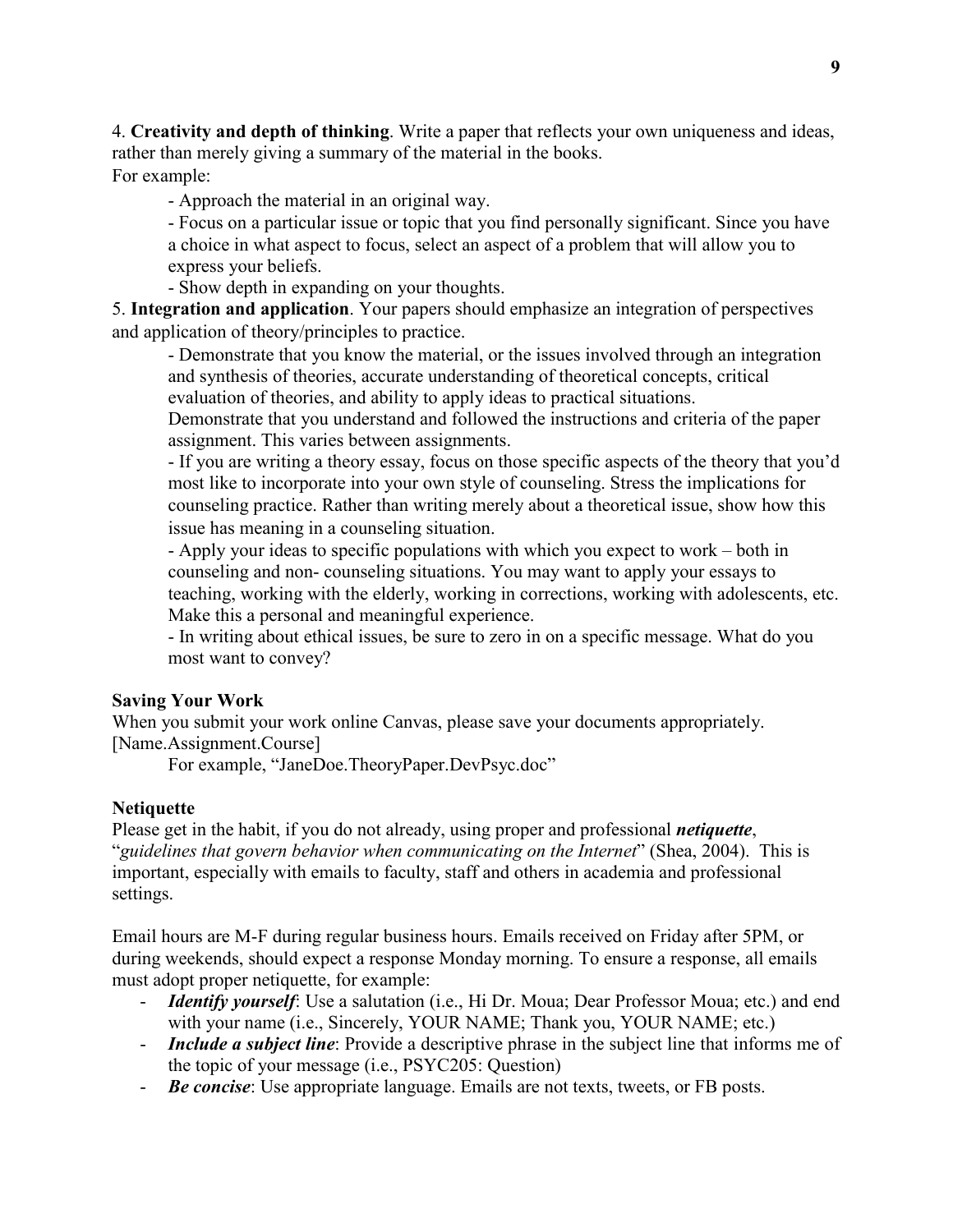4. **Creativity and depth of thinking**. Write a paper that reflects your own uniqueness and ideas, rather than merely giving a summary of the material in the books.
For example:

- Approach the material in an original way.
- Focus on a particular issue or topic that you find personally significant. Since you have a choice in what aspect to focus, select an aspect of a problem that will allow you to express your beliefs.
- Show depth in expanding on your thoughts.

5. **Integration and application**. Your papers should emphasize an integration of perspectives and application of theory/principles to practice.

- Demonstrate that you know the material, or the issues involved through an integration and synthesis of theories, accurate understanding of theoretical concepts, critical evaluation of theories, and ability to apply ideas to practical situations.
Demonstrate that you understand and followed the instructions and criteria of the paper assignment. This varies between assignments.
- If you are writing a theory essay, focus on those specific aspects of the theory that you'd most like to incorporate into your own style of counseling. Stress the implications for counseling practice. Rather than writing merely about a theoretical issue, show how this issue has meaning in a counseling situation.
- Apply your ideas to specific populations with which you expect to work – both in counseling and non- counseling situations. You may want to apply your essays to teaching, working with the elderly, working in corrections, working with adolescents, etc. Make this a personal and meaningful experience.
- In writing about ethical issues, be sure to zero in on a specific message. What do you most want to convey?

**Saving Your Work**

When you submit your work online Canvas, please save your documents appropriately. [Name.Assignment.Course]

For example, "JaneDoe.TheoryPaper.DevPsyc.doc"

**Netiquette**

Please get in the habit, if you do not already, using proper and professional ***netiquette***, "*guidelines that govern behavior when communicating on the Internet*" (Shea, 2004). This is important, especially with emails to faculty, staff and others in academia and professional settings.

Email hours are M-F during regular business hours. Emails received on Friday after 5PM, or during weekends, should expect a response Monday morning. To ensure a response, all emails must adopt proper netiquette, for example:

- ***Identify yourself***: Use a salutation (i.e., Hi Dr. Moua; Dear Professor Moua; etc.) and end with your name (i.e., Sincerely, YOUR NAME; Thank you, YOUR NAME; etc.)
- ***Include a subject line***: Provide a descriptive phrase in the subject line that informs me of the topic of your message (i.e., PSYC205: Question)
- ***Be concise***: Use appropriate language. Emails are not texts, tweets, or FB posts.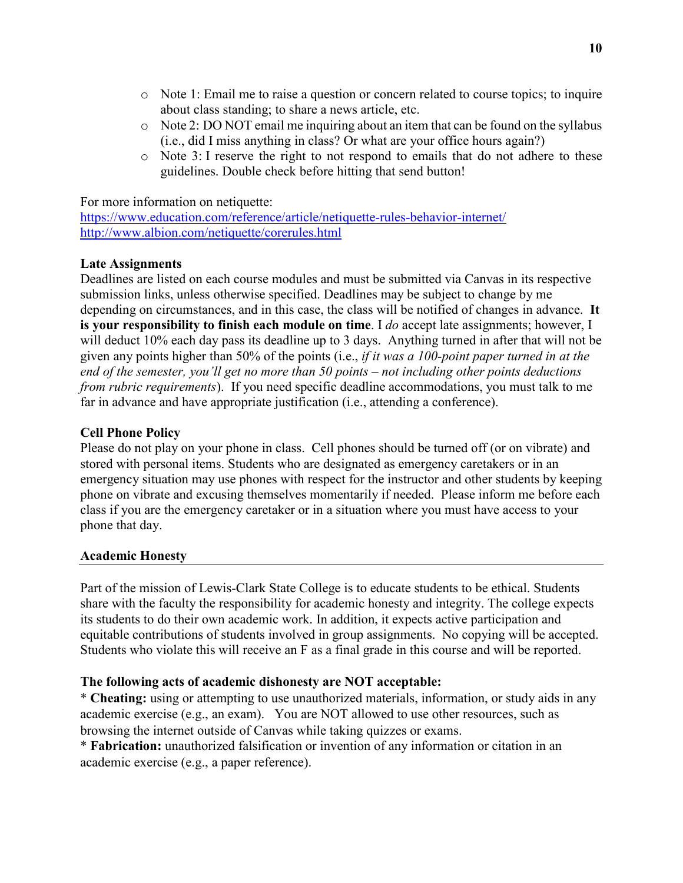- Note 1: Email me to raise a question or concern related to course topics; to inquire about class standing; to share a news article, etc.
- Note 2: DO NOT email me inquiring about an item that can be found on the syllabus (i.e., did I miss anything in class? Or what are your office hours again?)
- Note 3: I reserve the right to not respond to emails that do not adhere to these guidelines. Double check before hitting that send button!

For more information on netiquette:
https://www.education.com/reference/article/netiquette-rules-behavior-internet/
http://www.albion.com/netiquette/corerules.html

**Late Assignments**

Deadlines are listed on each course modules and must be submitted via Canvas in its respective submission links, unless otherwise specified. Deadlines may be subject to change by me depending on circumstances, and in this case, the class will be notified of changes in advance. **It is your responsibility to finish each module on time**. I *do* accept late assignments; however, I will deduct 10% each day pass its deadline up to 3 days. Anything turned in after that will not be given any points higher than 50% of the points (i.e., *if it was a 100-point paper turned in at the end of the semester, you'll get no more than 50 points – not including other points deductions from rubric requirements*). If you need specific deadline accommodations, you must talk to me far in advance and have appropriate justification (i.e., attending a conference).

**Cell Phone Policy**

Please do not play on your phone in class. Cell phones should be turned off (or on vibrate) and stored with personal items. Students who are designated as emergency caretakers or in an emergency situation may use phones with respect for the instructor and other students by keeping phone on vibrate and excusing themselves momentarily if needed. Please inform me before each class if you are the emergency caretaker or in a situation where you must have access to your phone that day.

**Academic Honesty**

---

Part of the mission of Lewis-Clark State College is to educate students to be ethical. Students share with the faculty the responsibility for academic honesty and integrity. The college expects its students to do their own academic work. In addition, it expects active participation and equitable contributions of students involved in group assignments. No copying will be accepted. Students who violate this will receive an F as a final grade in this course and will be reported.

**The following acts of academic dishonesty are NOT acceptable:**

\* **Cheating:** using or attempting to use unauthorized materials, information, or study aids in any academic exercise (e.g., an exam). You are NOT allowed to use other resources, such as browsing the internet outside of Canvas while taking quizzes or exams.

\* **Fabrication:** unauthorized falsification or invention of any information or citation in an academic exercise (e.g., a paper reference).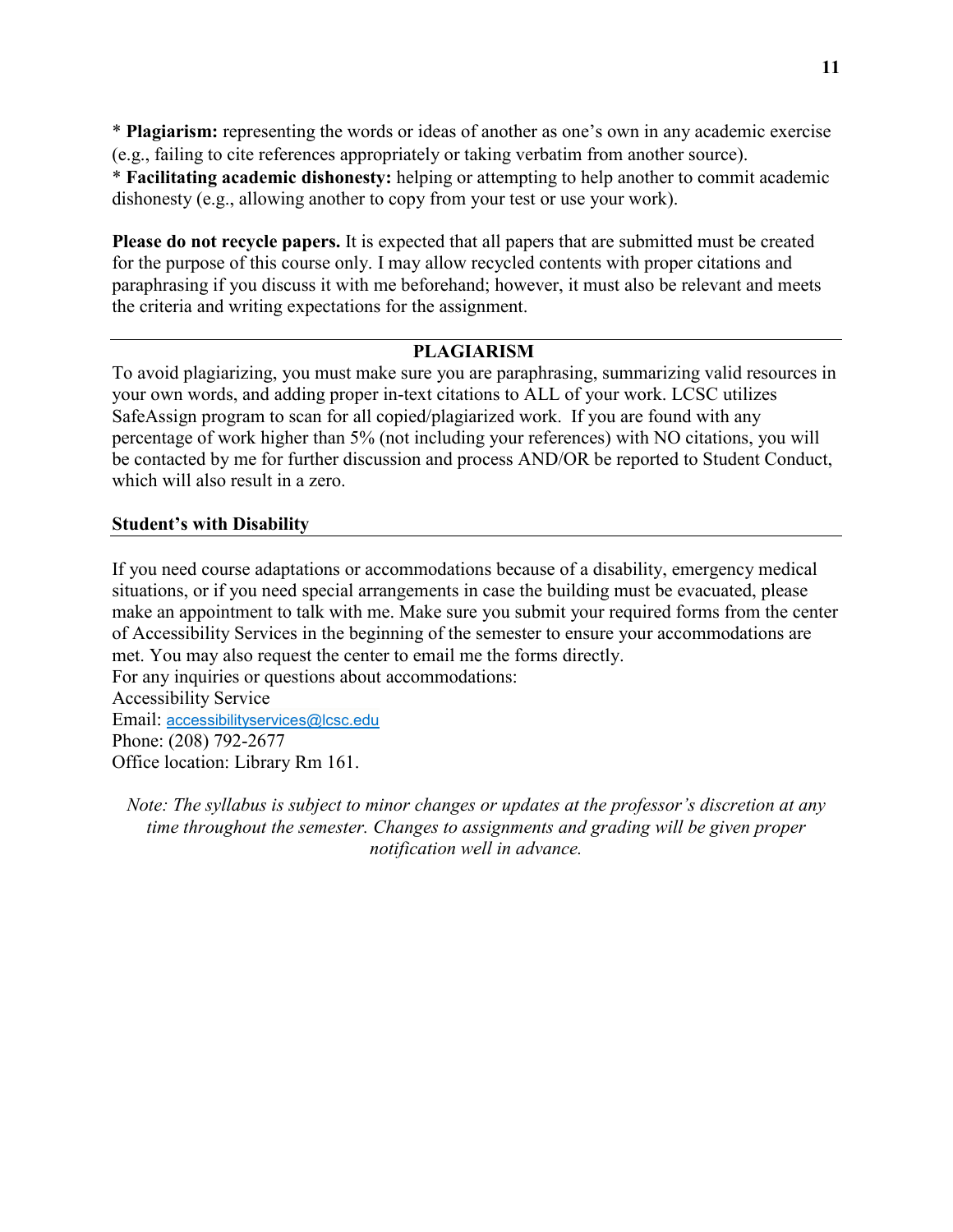* **Plagiarism:** representing the words or ideas of another as one's own in any academic exercise (e.g., failing to cite references appropriately or taking verbatim from another source).
* **Facilitating academic dishonesty:** helping or attempting to help another to commit academic dishonesty (e.g., allowing another to copy from your test or use your work).

**Please do not recycle papers.** It is expected that all papers that are submitted must be created for the purpose of this course only. I may allow recycled contents with proper citations and paraphrasing if you discuss it with me beforehand; however, it must also be relevant and meets the criteria and writing expectations for the assignment.

## PLAGIARISM

To avoid plagiarizing, you must make sure you are paraphrasing, summarizing valid resources in your own words, and adding proper in-text citations to ALL of your work. LCSC utilizes SafeAssign program to scan for all copied/plagiarized work. If you are found with any percentage of work higher than 5% (not including your references) with NO citations, you will be contacted by me for further discussion and process AND/OR be reported to Student Conduct, which will also result in a zero.

## Student's with Disability

If you need course adaptations or accommodations because of a disability, emergency medical situations, or if you need special arrangements in case the building must be evacuated, please make an appointment to talk with me. Make sure you submit your required forms from the center of Accessibility Services in the beginning of the semester to ensure your accommodations are met. You may also request the center to email me the forms directly.
For any inquiries or questions about accommodations:
Accessibility Service
Email: accessibilityservices@lcsc.edu
Phone: (208) 792-2677
Office location: Library Rm 161.

*Note: The syllabus is subject to minor changes or updates at the professor's discretion at any time throughout the semester. Changes to assignments and grading will be given proper notification well in advance.*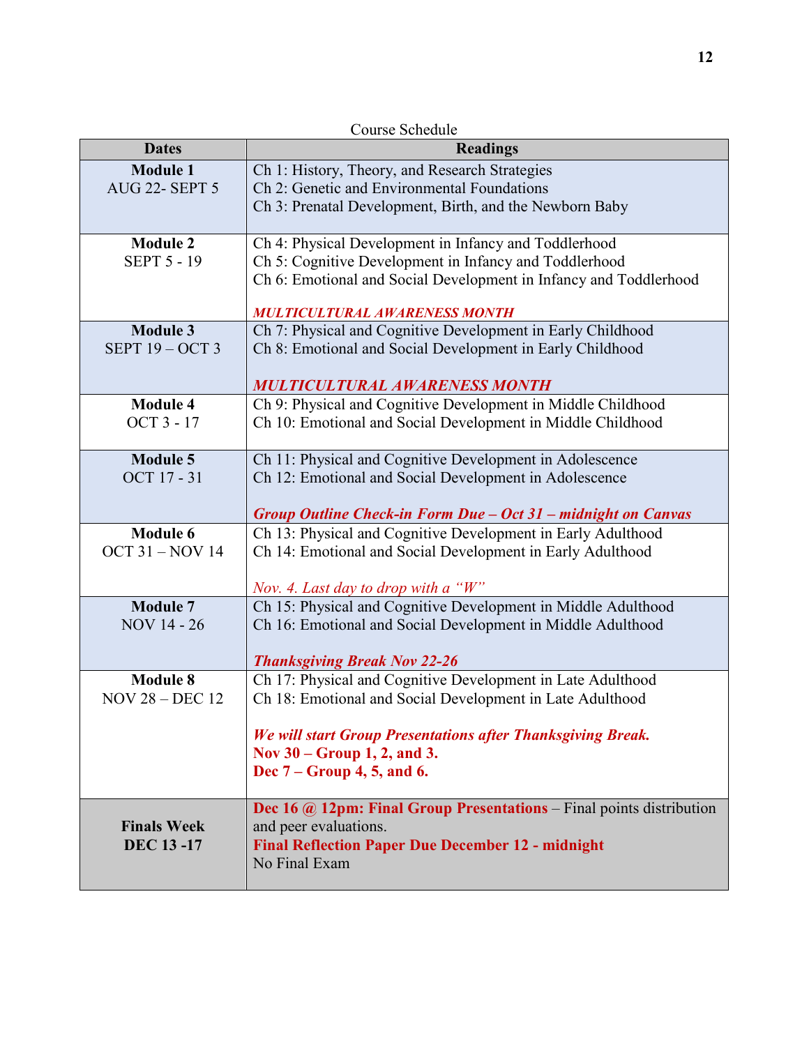Course Schedule

| Dates | Readings |
|---|---|
| **Module 1**<br>AUG 22- SEPT 5 | Ch 1: History, Theory, and Research Strategies<br>Ch 2: Genetic and Environmental Foundations<br>Ch 3: Prenatal Development, Birth, and the Newborn Baby |
| **Module 2**<br>SEPT 5 - 19 | Ch 4: Physical Development in Infancy and Toddlerhood<br>Ch 5: Cognitive Development in Infancy and Toddlerhood<br>Ch 6: Emotional and Social Development in Infancy and Toddlerhood<br><br>***MULTICULTURAL AWARENESS MONTH*** |
| **Module 3**<br>SEPT 19 – OCT 3 | Ch 7: Physical and Cognitive Development in Early Childhood<br>Ch 8: Emotional and Social Development in Early Childhood<br><br>***MULTICULTURAL AWARENESS MONTH*** |
| **Module 4**<br>OCT 3 - 17 | Ch 9: Physical and Cognitive Development in Middle Childhood<br>Ch 10: Emotional and Social Development in Middle Childhood |
| **Module 5**<br>OCT 17 - 31 | Ch 11: Physical and Cognitive Development in Adolescence<br>Ch 12: Emotional and Social Development in Adolescence<br><br>***Group Outline Check-in Form Due – Oct 31 – midnight on Canvas*** |
| **Module 6**<br>OCT 31 – NOV 14 | Ch 13: Physical and Cognitive Development in Early Adulthood<br>Ch 14: Emotional and Social Development in Early Adulthood<br><br>*Nov. 4. Last day to drop with a "W"* |
| **Module 7**<br>NOV 14 - 26 | Ch 15: Physical and Cognitive Development in Middle Adulthood<br>Ch 16: Emotional and Social Development in Middle Adulthood<br><br>***Thanksgiving Break Nov 22-26*** |
| **Module 8**<br>NOV 28 – DEC 12 | Ch 17: Physical and Cognitive Development in Late Adulthood<br>Ch 18: Emotional and Social Development in Late Adulthood<br><br>***We will start Group Presentations after Thanksgiving Break.***<br>**Nov 30 – Group 1, 2, and 3.**<br>**Dec 7 – Group 4, 5, and 6.** |
| **Finals Week**<br>**DEC 13 -17** | **Dec 16 @ 12pm: Final Group Presentations** – Final points distribution and peer evaluations.<br>**Final Reflection Paper Due December 12 - midnight**<br>No Final Exam |